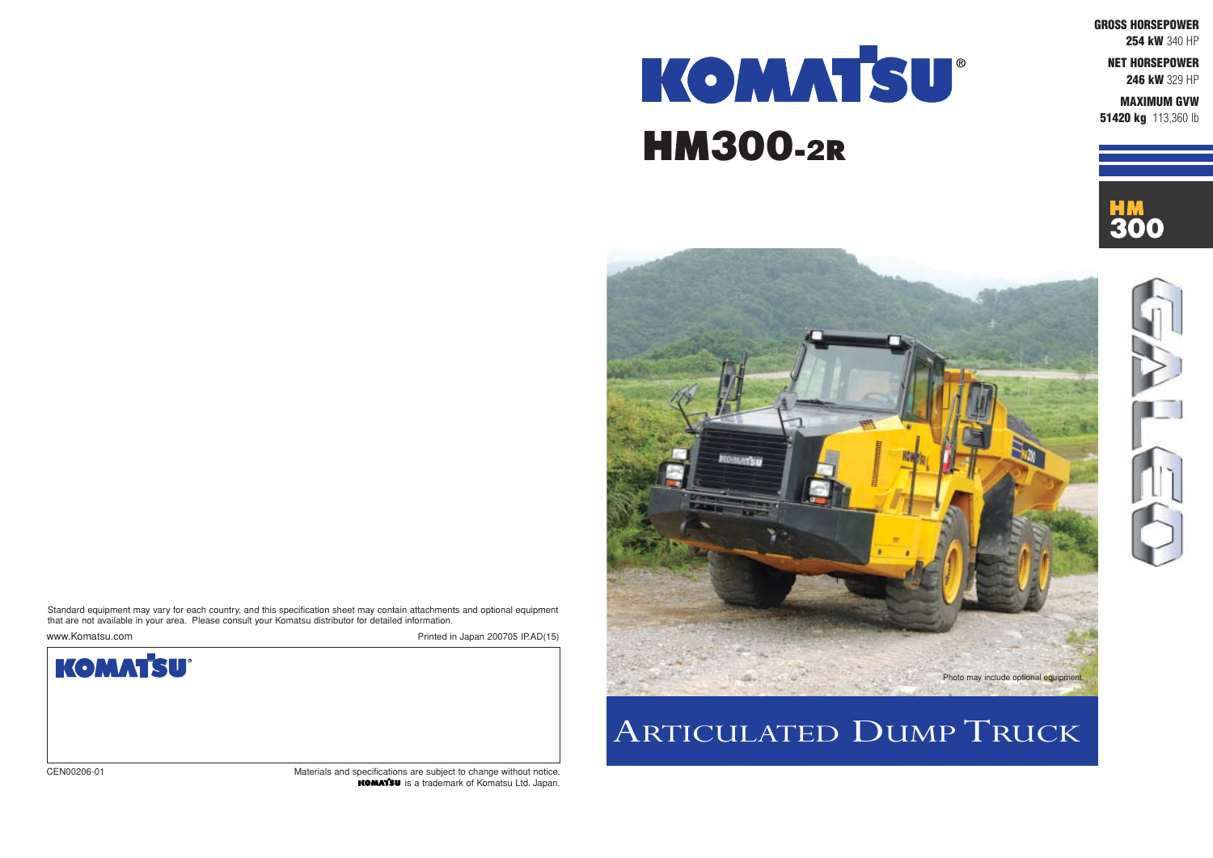# KOMATSU®

# HM300-2R

**GROSS HORSEPOWER**
**254 kW** 340 HP

**NET HORSEPOWER**
**246 kW** 329 HP

**MAXIMUM GVW**
**51420 kg** 113,360 lb

HM 300

Photo may include optional equipment.

## ARTICULATED DUMP TRUCK

Standard equipment may vary for each country, and this specification sheet may contain attachments and optional equipment that are not available in your area. Please consult your Komatsu distributor for detailed information.

www.Komatsu.com

Printed in Japan 200705 IP.AD(15)

KOMATSU®

CEN00206-01

Materials and specifications are subject to change without notice.
KOMATSU is a trademark of Komatsu Ltd. Japan.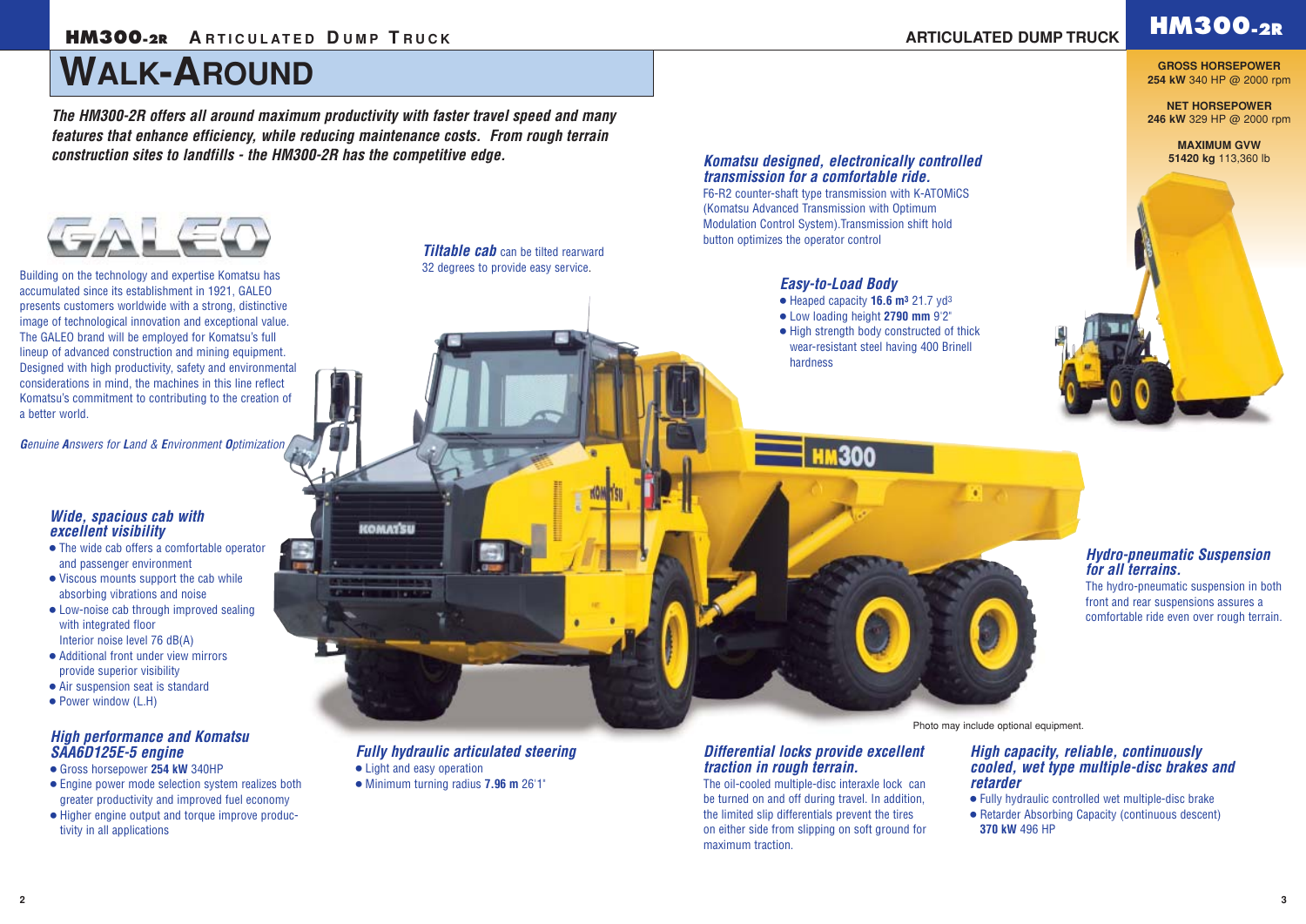# WALK-AROUND

***The HM300-2R offers all around maximum productivity with faster travel speed and many features that enhance efficiency, while reducing maintenance costs. From rough terrain construction sites to landfills - the HM300-2R has the competitive edge.***

Building on the technology and expertise Komatsu has accumulated since its establishment in 1921, GALEO presents customers worldwide with a strong, distinctive image of technological innovation and exceptional value. The GALEO brand will be employed for Komatsu's full lineup of advanced construction and mining equipment. Designed with high productivity, safety and environmental considerations in mind, the machines in this line reflect Komatsu's commitment to contributing to the creation of a better world.

*Genuine Answers for Land & Environment Optimization*

### *Wide, spacious cab with excellent visibility*

- The wide cab offers a comfortable operator and passenger environment
- Viscous mounts support the cab while absorbing vibrations and noise
- Low-noise cab through improved sealing with integrated floor
  Interior noise level 76 dB(A)
- Additional front under view mirrors provide superior visibility
- Air suspension seat is standard
- Power window (L.H)

### *High performance and Komatsu SAA6D125E-5 engine*

- Gross horsepower **254 kW** 340HP
- Engine power mode selection system realizes both greater productivity and improved fuel economy
- Higher engine output and torque improve productivity in all applications

***Tiltable cab*** can be tilted rearward 32 degrees to provide easy service.

### *Fully hydraulic articulated steering*

- Light and easy operation
- Minimum turning radius **7.96 m** 26'1"

**GROSS HORSEPOWER**
**254 kW** 340 HP @ 2000 rpm

**NET HORSEPOWER**
**246 kW** 329 HP @ 2000 rpm

**MAXIMUM GVW**
**51420 kg** 113,360 lb

### *Komatsu designed, electronically controlled transmission for a comfortable ride.*

F6-R2 counter-shaft type transmission with K-ATOMiCS (Komatsu Advanced Transmission with Optimum Modulation Control System).Transmission shift hold button optimizes the operator control

### *Easy-to-Load Body*

- Heaped capacity **16.6 m³** 21.7 yd³
- Low loading height **2790 mm** 9'2"
- High strength body constructed of thick wear-resistant steel having 400 Brinell hardness

### *Hydro-pneumatic Suspension for all terrains.*

The hydro-pneumatic suspension in both front and rear suspensions assures a comfortable ride even over rough terrain.

Photo may include optional equipment.

### *Differential locks provide excellent traction in rough terrain.*

The oil-cooled multiple-disc interaxle lock can be turned on and off during travel. In addition, the limited slip differentials prevent the tires on either side from slipping on soft ground for maximum traction.

### *High capacity, reliable, continuously cooled, wet type multiple-disc brakes and retarder*

- Fully hydraulic controlled wet multiple-disc brake
- Retarder Absorbing Capacity (continuous descent)
  **370 kW** 496 HP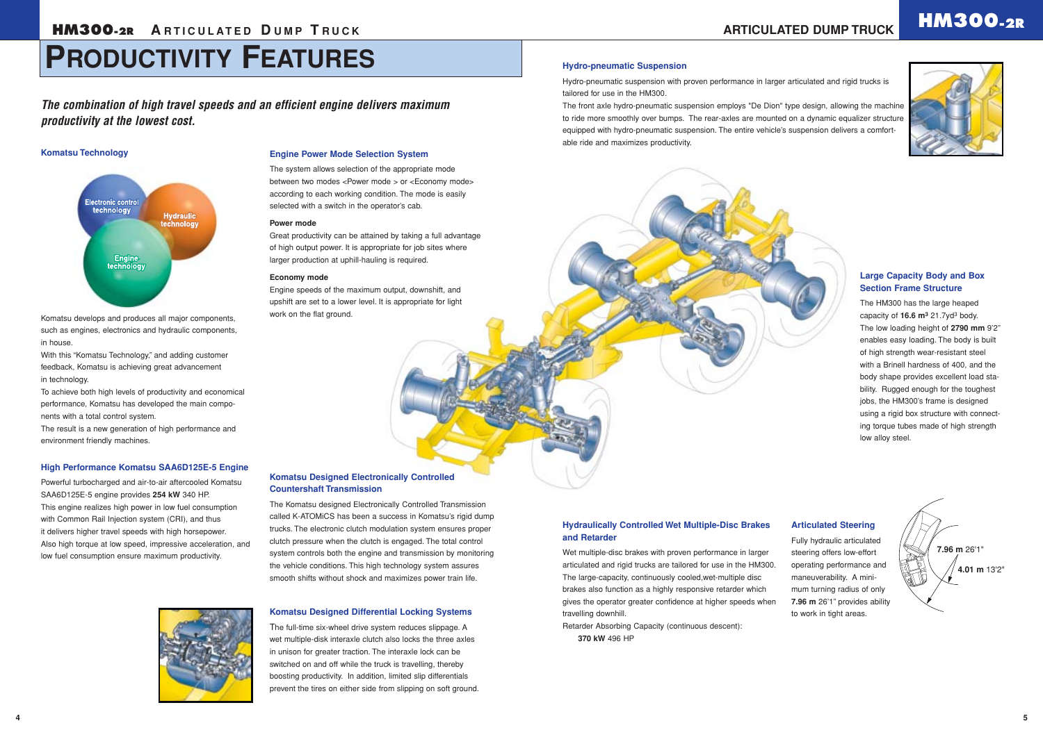# PRODUCTIVITY FEATURES

***The combination of high travel speeds and an efficient engine delivers maximum productivity at the lowest cost.***

### Komatsu Technology

Electronic control technology
Hydraulic technology
Engine technology

Komatsu develops and produces all major components, such as engines, electronics and hydraulic components, in house.

With this "Komatsu Technology," and adding customer feedback, Komatsu is achieving great advancement in technology.

To achieve both high levels of productivity and economical performance, Komatsu has developed the main components with a total control system.

The result is a new generation of high performance and environment friendly machines.

### High Performance Komatsu SAA6D125E-5 Engine

Powerful turbocharged and air-to-air aftercooled Komatsu SAA6D125E-5 engine provides **254 kW** 340 HP.

This engine realizes high power in low fuel consumption with Common Rail Injection system (CRI), and thus it delivers higher travel speeds with high horsepower.

Also high torque at low speed, impressive acceleration, and low fuel consumption ensure maximum productivity.

### Engine Power Mode Selection System

The system allows selection of the appropriate mode between two modes <Power mode > or <Economy mode> according to each working condition. The mode is easily selected with a switch in the operator's cab.

**Power mode**

Great productivity can be attained by taking a full advantage of high output power. It is appropriate for job sites where larger production at uphill-hauling is required.

**Economy mode**

Engine speeds of the maximum output, downshift, and upshift are set to a lower level. It is appropriate for light work on the flat ground.

### Komatsu Designed Electronically Controlled Countershaft Transmission

The Komatsu designed Electronically Controlled Transmission called K-ATOMiCS has been a success in Komatsu's rigid dump trucks. The electronic clutch modulation system ensures proper clutch pressure when the clutch is engaged. The total control system controls both the engine and transmission by monitoring the vehicle conditions. This high technology system assures smooth shifts without shock and maximizes power train life.

### Komatsu Designed Differential Locking Systems

The full-time six-wheel drive system reduces slippage. A wet multiple-disk interaxle clutch also locks the three axles in unison for greater traction. The interaxle lock can be switched on and off while the truck is travelling, thereby boosting productivity. In addition, limited slip differentials prevent the tires on either side from slipping on soft ground.

### Hydro-pneumatic Suspension

Hydro-pneumatic suspension with proven performance in larger articulated and rigid trucks is tailored for use in the HM300.

The front axle hydro-pneumatic suspension employs "De Dion" type design, allowing the machine to ride more smoothly over bumps. The rear-axles are mounted on a dynamic equalizer structure equipped with hydro-pneumatic suspension. The entire vehicle's suspension delivers a comfortable ride and maximizes productivity.

### Large Capacity Body and Box Section Frame Structure

The HM300 has the large heaped capacity of **16.6 m³** 21.7yd³ body. The low loading height of **2790 mm** 9'2" enables easy loading. The body is built of high strength wear-resistant steel with a Brinell hardness of 400, and the body shape provides excellent load stability. Rugged enough for the toughest jobs, the HM300's frame is designed using a rigid box structure with connecting torque tubes made of high strength low alloy steel.

### Hydraulically Controlled Wet Multiple-Disc Brakes and Retarder

Wet multiple-disc brakes with proven performance in larger articulated and rigid trucks are tailored for use in the HM300. The large-capacity, continuously cooled,wet-multiple disc brakes also function as a highly responsive retarder which gives the operator greater confidence at higher speeds when travelling downhill.

Retarder Absorbing Capacity (continuous descent):
**370 kW** 496 HP

### Articulated Steering

Fully hydraulic articulated steering offers low-effort operating performance and maneuverability. A minimum turning radius of only **7.96 m** 26'1" provides ability to work in tight areas.

**7.96 m** 26'1"
**4.01 m** 13'2"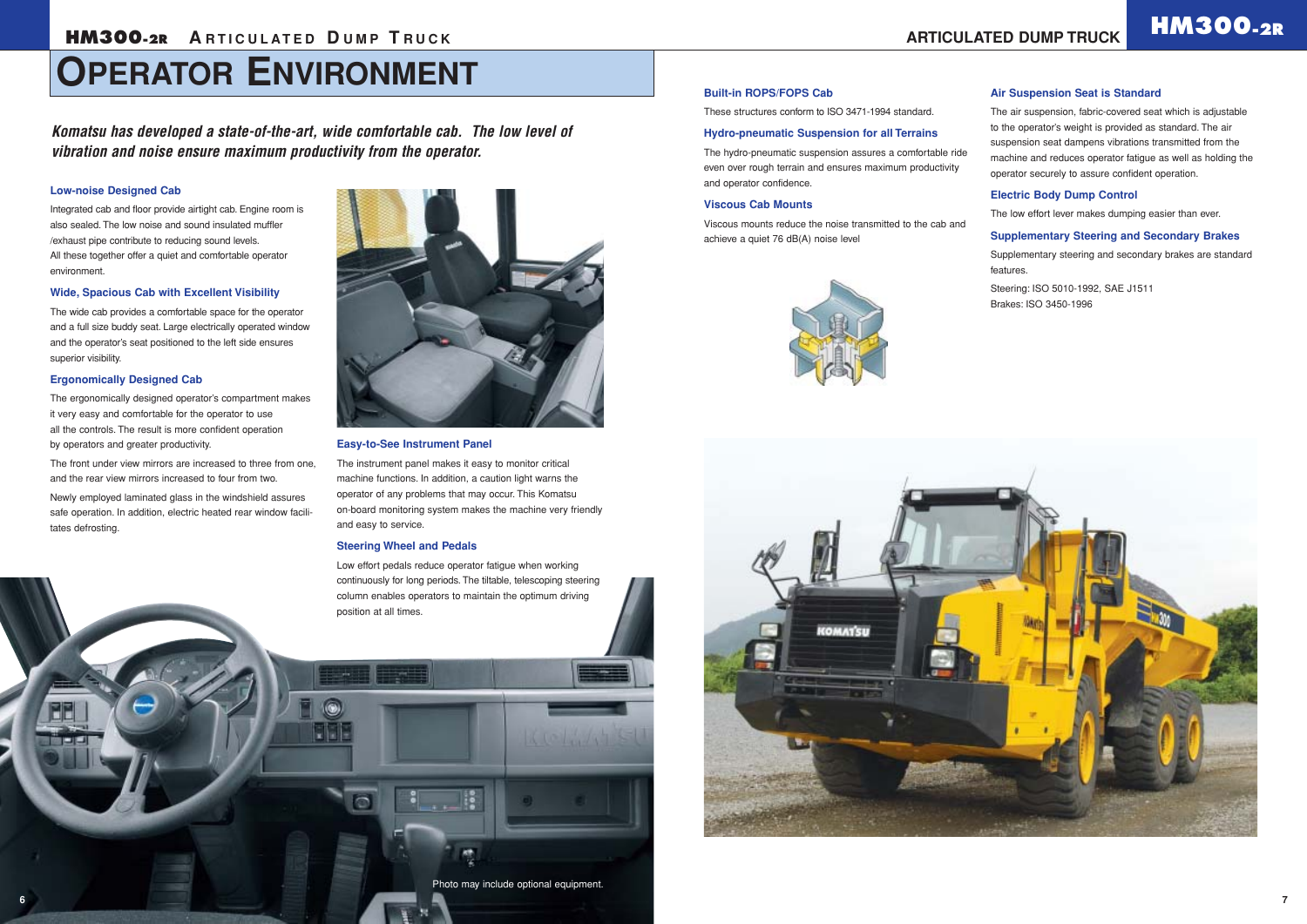# OPERATOR ENVIRONMENT

***Komatsu has developed a state-of-the-art, wide comfortable cab. The low level of vibration and noise ensure maximum productivity from the operator.***

### Low-noise Designed Cab

Integrated cab and floor provide airtight cab. Engine room is also sealed. The low noise and sound insulated muffler /exhaust pipe contribute to reducing sound levels.
All these together offer a quiet and comfortable operator environment.

### Wide, Spacious Cab with Excellent Visibility

The wide cab provides a comfortable space for the operator and a full size buddy seat. Large electrically operated window and the operator's seat positioned to the left side ensures superior visibility.

### Ergonomically Designed Cab

The ergonomically designed operator's compartment makes it very easy and comfortable for the operator to use all the controls. The result is more confident operation by operators and greater productivity.

The front under view mirrors are increased to three from one, and the rear view mirrors increased to four from two.

Newly employed laminated glass in the windshield assures safe operation. In addition, electric heated rear window facilitates defrosting.

### Easy-to-See Instrument Panel

The instrument panel makes it easy to monitor critical machine functions. In addition, a caution light warns the operator of any problems that may occur. This Komatsu on-board monitoring system makes the machine very friendly and easy to service.

### Steering Wheel and Pedals

Low effort pedals reduce operator fatigue when working continuously for long periods. The tiltable, telescoping steering column enables operators to maintain the optimum driving position at all times.

Photo may include optional equipment.

### Built-in ROPS/FOPS Cab

These structures conform to ISO 3471-1994 standard.

### Hydro-pneumatic Suspension for all Terrains

The hydro-pneumatic suspension assures a comfortable ride even over rough terrain and ensures maximum productivity and operator confidence.

### Viscous Cab Mounts

Viscous mounts reduce the noise transmitted to the cab and achieve a quiet 76 dB(A) noise level

### Air Suspension Seat is Standard

The air suspension, fabric-covered seat which is adjustable to the operator's weight is provided as standard. The air suspension seat dampens vibrations transmitted from the machine and reduces operator fatigue as well as holding the operator securely to assure confident operation.

### Electric Body Dump Control

The low effort lever makes dumping easier than ever.

### Supplementary Steering and Secondary Brakes

Supplementary steering and secondary brakes are standard features.

Steering: ISO 5010-1992, SAE J1511
Brakes: ISO 3450-1996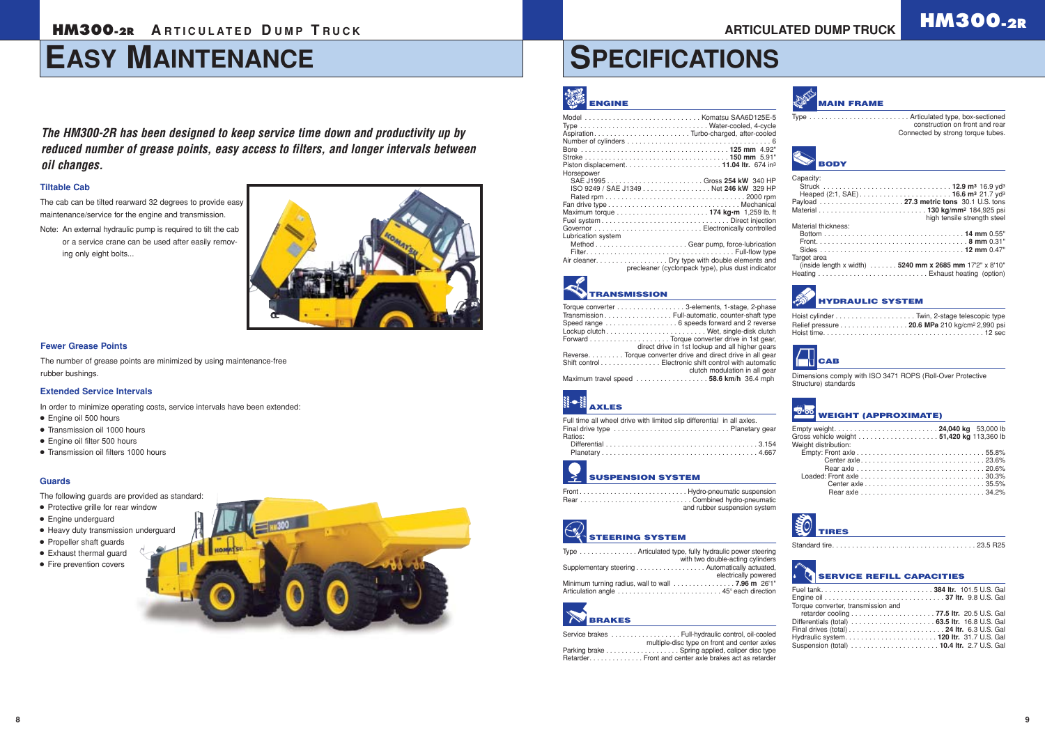# EASY MAINTENANCE

***The HM300-2R has been designed to keep service time down and productivity up by reduced number of grease points, easy access to filters, and longer intervals between oil changes.***

### Tiltable Cab

The cab can be tilted rearward 32 degrees to provide easy maintenance/service for the engine and transmission.

Note: An external hydraulic pump is required to tilt the cab or a service crane can be used after easily removing only eight bolts...

### Fewer Grease Points

The number of grease points are minimized by using maintenance-free rubber bushings.

### Extended Service Intervals

In order to minimize operating costs, service intervals have been extended:

- Engine oil 500 hours
- Transmission oil 1000 hours
- Engine oil filter 500 hours
- Transmission oil filters 1000 hours

### Guards

The following guards are provided as standard:

- Protective grille for rear window
- Engine underguard
- Heavy duty transmission underguard
- Propeller shaft guards
- Exhaust thermal guard
- Fire prevention covers

# SPECIFICATIONS

## ENGINE

Model . . . . . . . . . . Komatsu SAA6D125E-5
Type . . . . . . . . . . Water-cooled, 4-cycle
Aspiration . . . . . . . . . . Turbo-charged, after-cooled
Number of cylinders . . . . . . . . . . 6
Bore . . . . . . . . . . **125 mm** 4.92"
Stroke . . . . . . . . . . **150 mm** 5.91"
Piston displacement . . . . . . . . . . **11.04 ltr.** 674 in³
Horsepower
 SAE J1995 . . . . . . . . . . Gross **254 kW** 340 HP
 ISO 9249 / SAE J1349 . . . . . . . . . . Net **246 kW** 329 HP
 Rated rpm . . . . . . . . . . 2000 rpm
Fan drive type . . . . . . . . . . Mechanical
Maximum torque . . . . . . . . . . **174 kg·m** 1,259 lb. ft
Fuel system . . . . . . . . . . Direct injection
Governor . . . . . . . . . . Electronically controlled
Lubrication system
 Method . . . . . . . . . . Gear pump, force-lubrication
 Filter . . . . . . . . . . Full-flow type
Air cleaner . . . . . . . . . . Dry type with double elements and precleaner (cyclonpack type), plus dust indicator

## TRANSMISSION

Torque converter . . . . . . . . . . 3-elements, 1-stage, 2-phase
Transmission . . . . . . . . . . Full-automatic, counter-shaft type
Speed range . . . . . . . . . . 6 speeds forward and 2 reverse
Lockup clutch . . . . . . . . . . Wet, single-disk clutch
Forward . . . . . . . . . . Torque converter drive in 1st gear, direct drive in 1st lockup and all higher gears
Reverse . . . . . . . . . . Torque converter drive and direct drive in all gear
Shift control . . . . . . . . . . Electronic shift control with automatic clutch modulation in all gear
Maximum travel speed . . . . . . . . . . **58.6 km/h** 36.4 mph

## AXLES

Full time all wheel drive with limited slip differential in all axles.
Final drive type . . . . . . . . . . Planetary gear
Ratios:
 Differential . . . . . . . . . . 3.154
 Planetary . . . . . . . . . . 4.667

## SUSPENSION SYSTEM

Front . . . . . . . . . . Hydro-pneumatic suspension
Rear . . . . . . . . . . Combined hydro-pneumatic and rubber suspension system

## STEERING SYSTEM

Type . . . . . . . . . . Articulated type, fully hydraulic power steering with two double-acting cylinders
Supplementary steering . . . . . . . . . . Automatically actuated, electrically powered
Minimum turning radius, wall to wall . . . . . . . . . . **7.96 m** 26'1"
Articulation angle . . . . . . . . . . 45° each direction

## BRAKES

Service brakes . . . . . . . . . . Full-hydraulic control, oil-cooled multiple-disc type on front and center axles
Parking brake . . . . . . . . . . Spring applied, caliper disc type
Retarder . . . . . . . . . . Front and center axle brakes act as retarder

## MAIN FRAME

Type . . . . . . . . . . Articulated type, box-sectioned construction on front and rear
Connected by strong torque tubes.

## BODY

Capacity:
 Struck . . . . . . . . . . **12.9 m³** 16.9 yd³
 Heaped (2:1, SAE) . . . . . . . . . . **16.6 m³** 21.7 yd³
Payload . . . . . . . . . . **27.3 metric tons** 30.1 U.S. tons
Material . . . . . . . . . . **130 kg/mm²** 184,925 psi high tensile strength steel
Material thickness:
 Bottom . . . . . . . . . . **14 mm** 0.55"
 Front . . . . . . . . . . **8 mm** 0.31"
 Sides . . . . . . . . . . **12 mm** 0.47"
Target area
 (inside length x width) . . . . . . . . . . **5240 mm x 2685 mm** 17'2" x 8'10"
Heating . . . . . . . . . . Exhaust heating (option)

## HYDRAULIC SYSTEM

Hoist cylinder . . . . . . . . . . Twin, 2-stage telescopic type
Relief pressure . . . . . . . . . . **20.6 MPa** 210 kg/cm² 2,990 psi
Hoist time . . . . . . . . . . 12 sec

## CAB

Dimensions comply with ISO 3471 ROPS (Roll-Over Protective Structure) standards

## WEIGHT (APPROXIMATE)

Empty weight . . . . . . . . . . **24,040 kg** 53,000 lb
Gross vehicle weight . . . . . . . . . . **51,420 kg** 113,360 lb
Weight distribution:
 Empty: Front axle . . . . . . . . . . 55.8%
  Center axle . . . . . . . . . . 23.6%
  Rear axle . . . . . . . . . . 20.6%
 Loaded: Front axle . . . . . . . . . . 30.3%
  Center axle . . . . . . . . . . 35.5%
  Rear axle . . . . . . . . . . 34.2%

## TIRES

Standard tire . . . . . . . . . . 23.5 R25

## SERVICE REFILL CAPACITIES

Fuel tank . . . . . . . . . . **384 ltr.** 101.5 U.S. Gal
Engine oil . . . . . . . . . . **37 ltr.** 9.8 U.S. Gal
Torque converter, transmission and
 retarder cooling . . . . . . . . . . **77.5 ltr.** 20.5 U.S. Gal
Differentials (total) . . . . . . . . . . **63.5 ltr.** 16.8 U.S. Gal
Final drives (total) . . . . . . . . . . **24 ltr.** 6.3 U.S. Gal
Hydraulic system . . . . . . . . . . **120 ltr.** 31.7 U.S. Gal
Suspension (total) . . . . . . . . . . **10.4 ltr.** 2.7 U.S. Gal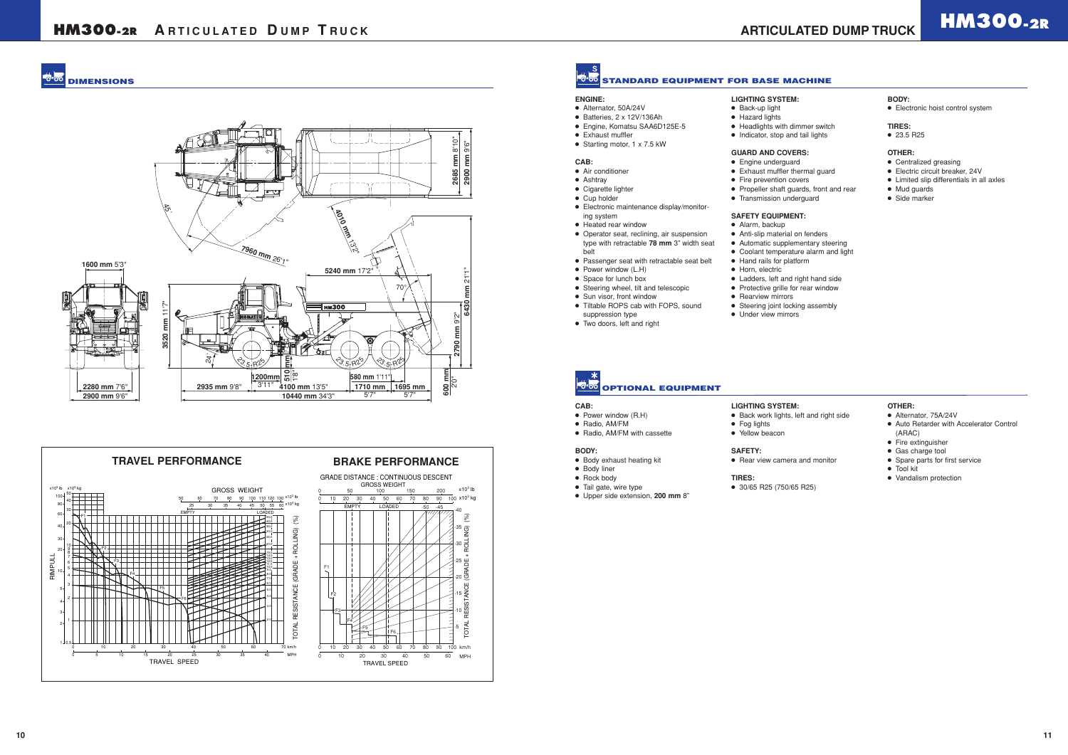## DIMENSIONS

1600 mm 5'3"
2280 mm 7'6"
2900 mm 9'6"
45°
7960 mm 26'1"
4010 mm 13'2"
2685 mm 8'10"
2900 mm 9'6"
5240 mm 17'2"
70°
6430 mm 21'1"
3520 mm 11'7"
2790 mm 9'2"
24°
23.5-R25
1200mm 3'11"
510 mm 1'8"
580 mm 1'11"
600 mm 2'0"
2935 mm 9'8"
4100 mm 13'5"
1710 mm 5'7"
1695 mm 5'7"
10440 mm 34'3"

## TRAVEL PERFORMANCE

GROSS WEIGHT
EMPTY
LOADED
RIMPULL
TOTAL RESISTANCE (GRADE + ROLLING) (%)
TRAVEL SPEED
km/h
MPH

## BRAKE PERFORMANCE

GRADE DISTANCE : CONTINUOUS DESCENT
GROSS WEIGHT
EMPTY
LOADED
TOTAL RESISTANCE (GRADE + ROLLING) (%)
TRAVEL SPEED
km/h
MPH

## STANDARD EQUIPMENT FOR BASE MACHINE

**ENGINE:**
- Alternator, 50A/24V
- Batteries, 2 x 12V/136Ah
- Engine, Komatsu SAA6D125E-5
- Exhaust muffler
- Starting motor, 1 x 7.5 kW

**CAB:**
- Air conditioner
- Ashtray
- Cigarette lighter
- Cup holder
- Electronic maintenance display/monitoring system
- Heated rear window
- Operator seat, reclining, air suspension type with retractable **78 mm** 3" width seat belt
- Passenger seat with retractable seat belt
- Power window (L.H)
- Space for lunch box
- Steering wheel, tilt and telescopic
- Sun visor, front window
- Tiltable ROPS cab with FOPS, sound suppression type
- Two doors, left and right

**LIGHTING SYSTEM:**
- Back-up light
- Hazard lights
- Headlights with dimmer switch
- Indicator, stop and tail lights

**GUARD AND COVERS:**
- Engine underguard
- Exhaust muffler thermal guard
- Fire prevention covers
- Propeller shaft guards, front and rear
- Transmission underguard

**SAFETY EQUIPMENT:**
- Alarm, backup
- Anti-slip material on fenders
- Automatic supplementary steering
- Coolant temperature alarm and light
- Hand rails for platform
- Horn, electric
- Ladders, left and right hand side
- Protective grille for rear window
- Rearview mirrors
- Steering joint locking assembly
- Under view mirrors

**BODY:**
- Electronic hoist control system

**TIRES:**
- 23.5 R25

**OTHER:**
- Centralized greasing
- Electric circuit breaker, 24V
- Limited slip differentials in all axles
- Mud guards
- Side marker

## OPTIONAL EQUIPMENT

**CAB:**
- Power window (R.H)
- Radio, AM/FM
- Radio, AM/FM with cassette

**BODY:**
- Body exhaust heating kit
- Body liner
- Rock body
- Tail gate, wire type
- Upper side extension, **200 mm** 8"

**LIGHTING SYSTEM:**
- Back work lights, left and right side
- Fog lights
- Yellow beacon

**SAFETY:**
- Rear view camera and monitor

**TIRES:**
- 30/65 R25 (750/65 R25)

**OTHER:**
- Alternator, 75A/24V
- Auto Retarder with Accelerator Control (ARAC)
- Fire extinguisher
- Gas charge tool
- Spare parts for first service
- Tool kit
- Vandalism protection